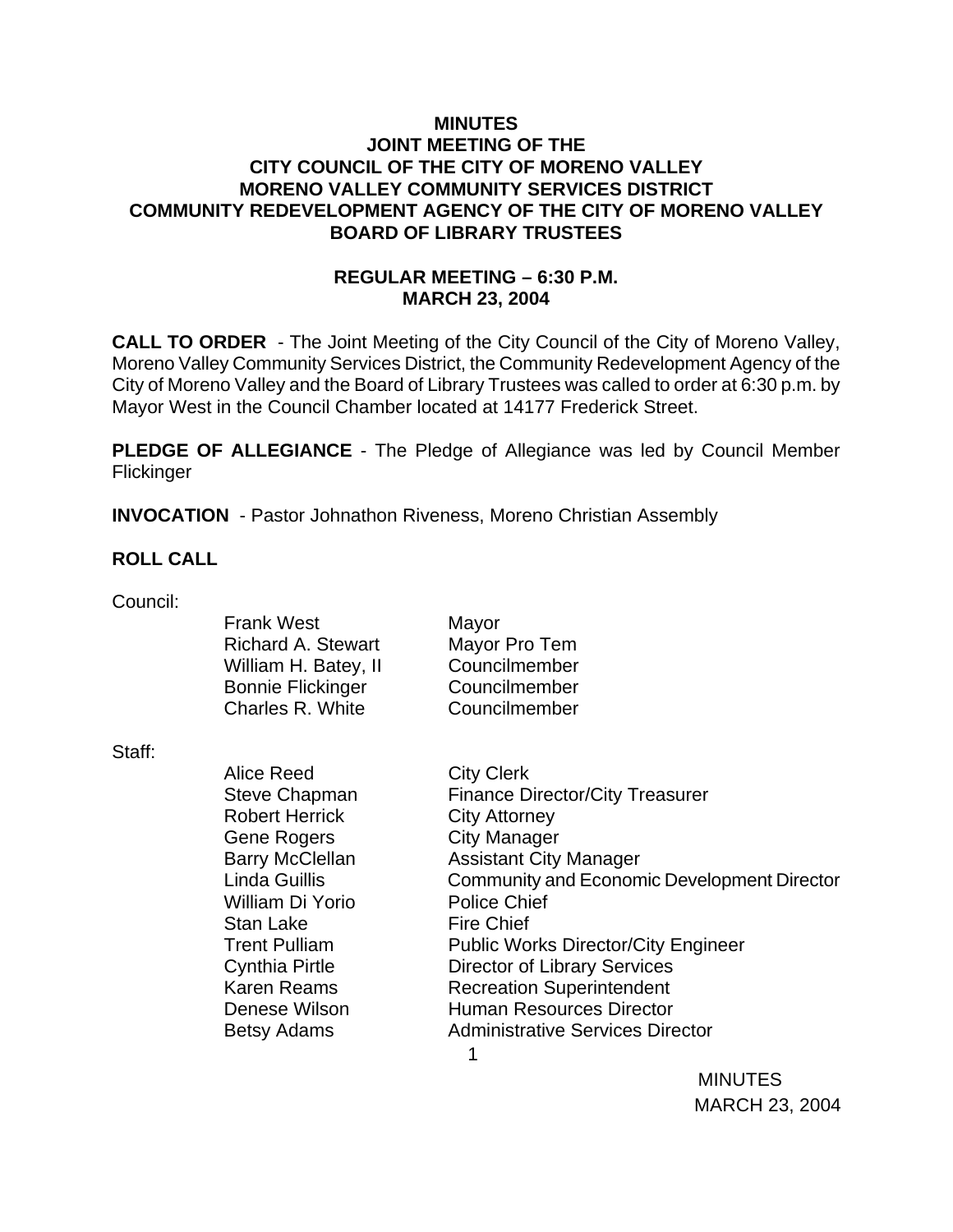# MINUTES
## JOINT MEETING OF THE
## CITY COUNCIL OF THE CITY OF MORENO VALLEY
## MORENO VALLEY COMMUNITY SERVICES DISTRICT
## COMMUNITY REDEVELOPMENT AGENCY OF THE CITY OF MORENO VALLEY
## BOARD OF LIBRARY TRUSTEES

### REGULAR MEETING – 6:30 P.M.
### MARCH 23, 2004

**CALL TO ORDER** - The Joint Meeting of the City Council of the City of Moreno Valley, Moreno Valley Community Services District, the Community Redevelopment Agency of the City of Moreno Valley and the Board of Library Trustees was called to order at 6:30 p.m. by Mayor West in the Council Chamber located at 14177 Frederick Street.

**PLEDGE OF ALLEGIANCE** - The Pledge of Allegiance was led by Council Member Flickinger

**INVOCATION** - Pastor Johnathon Riveness, Moreno Christian Assembly

**ROLL CALL**

Council:

| | |
|---|---|
| Frank West | Mayor |
| Richard A. Stewart | Mayor Pro Tem |
| William H. Batey, II | Councilmember |
| Bonnie Flickinger | Councilmember |
| Charles R. White | Councilmember |

Staff:

| | |
|---|---|
| Alice Reed | City Clerk |
| Steve Chapman | Finance Director/City Treasurer |
| Robert Herrick | City Attorney |
| Gene Rogers | City Manager |
| Barry McClellan | Assistant City Manager |
| Linda Guillis | Community and Economic Development Director |
| William Di Yorio | Police Chief |
| Stan Lake | Fire Chief |
| Trent Pulliam | Public Works Director/City Engineer |
| Cynthia Pirtle | Director of Library Services |
| Karen Reams | Recreation Superintendent |
| Denese Wilson | Human Resources Director |
| Betsy Adams | Administrative Services Director |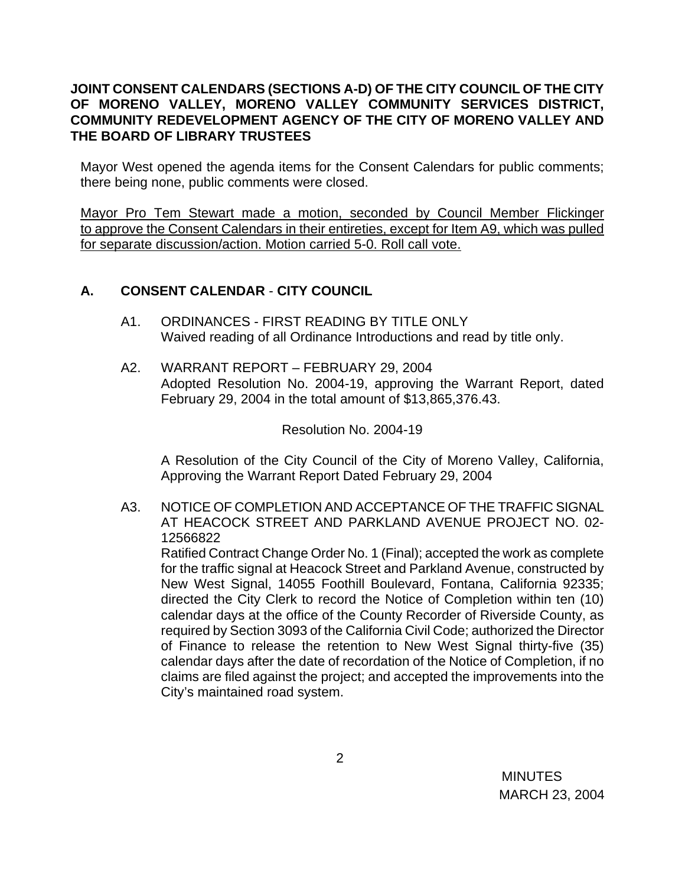**JOINT CONSENT CALENDARS (SECTIONS A-D) OF THE CITY COUNCIL OF THE CITY OF MORENO VALLEY, MORENO VALLEY COMMUNITY SERVICES DISTRICT, COMMUNITY REDEVELOPMENT AGENCY OF THE CITY OF MORENO VALLEY AND THE BOARD OF LIBRARY TRUSTEES**

Mayor West opened the agenda items for the Consent Calendars for public comments; there being none, public comments were closed.

<u>Mayor Pro Tem Stewart made a motion, seconded by Council Member Flickinger to approve the Consent Calendars in their entireties, except for Item A9, which was pulled for separate discussion/action. Motion carried 5-0. Roll call vote.</u>

## A. CONSENT CALENDAR - CITY COUNCIL

A1. ORDINANCES - FIRST READING BY TITLE ONLY
Waived reading of all Ordinance Introductions and read by title only.

A2. WARRANT REPORT – FEBRUARY 29, 2004
Adopted Resolution No. 2004-19, approving the Warrant Report, dated February 29, 2004 in the total amount of $13,865,376.43.

Resolution No. 2004-19

A Resolution of the City Council of the City of Moreno Valley, California, Approving the Warrant Report Dated February 29, 2004

A3. NOTICE OF COMPLETION AND ACCEPTANCE OF THE TRAFFIC SIGNAL AT HEACOCK STREET AND PARKLAND AVENUE PROJECT NO. 02-12566822
Ratified Contract Change Order No. 1 (Final); accepted the work as complete for the traffic signal at Heacock Street and Parkland Avenue, constructed by New West Signal, 14055 Foothill Boulevard, Fontana, California 92335; directed the City Clerk to record the Notice of Completion within ten (10) calendar days at the office of the County Recorder of Riverside County, as required by Section 3093 of the California Civil Code; authorized the Director of Finance to release the retention to New West Signal thirty-five (35) calendar days after the date of recordation of the Notice of Completion, if no claims are filed against the project; and accepted the improvements into the City's maintained road system.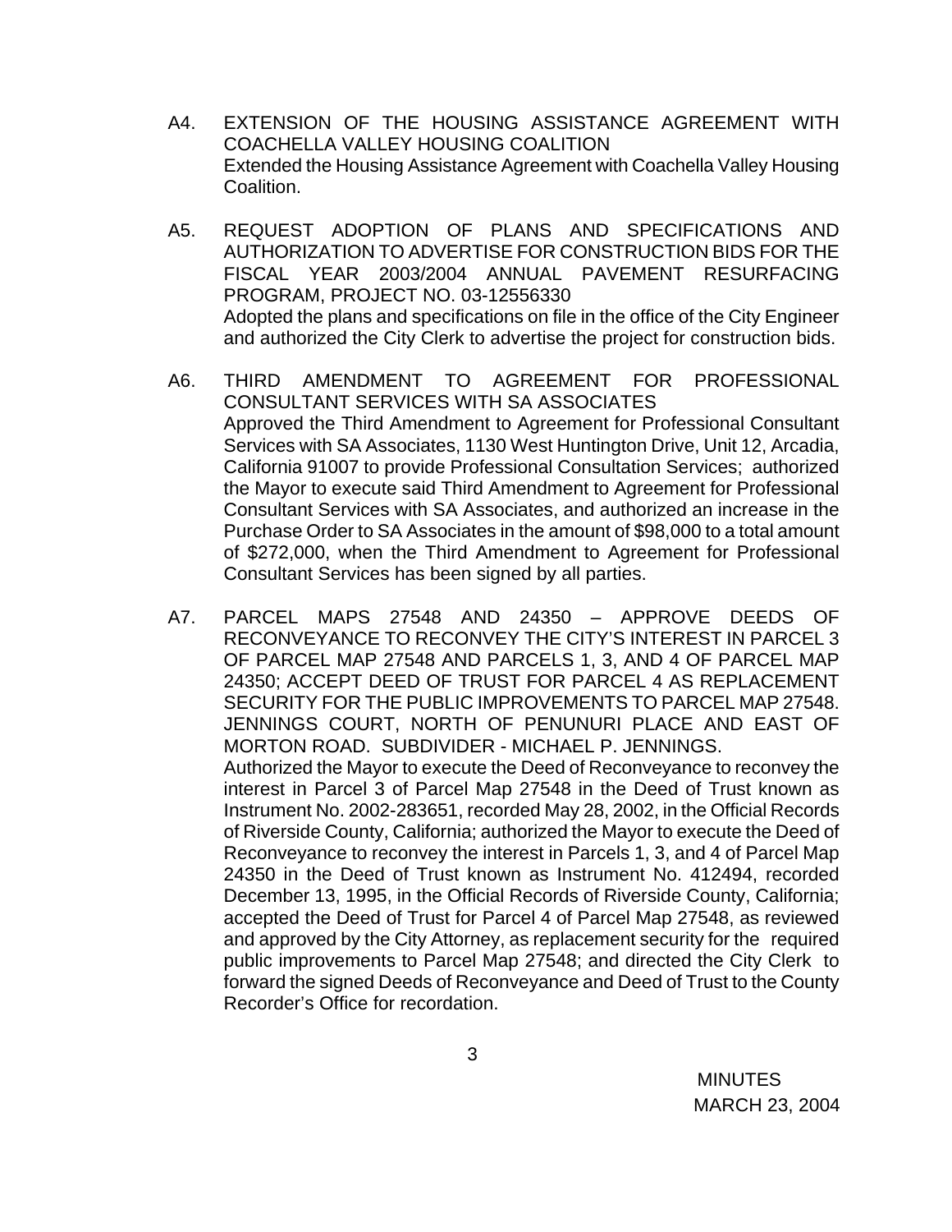A4. EXTENSION OF THE HOUSING ASSISTANCE AGREEMENT WITH COACHELLA VALLEY HOUSING COALITION
Extended the Housing Assistance Agreement with Coachella Valley Housing Coalition.

A5. REQUEST ADOPTION OF PLANS AND SPECIFICATIONS AND AUTHORIZATION TO ADVERTISE FOR CONSTRUCTION BIDS FOR THE FISCAL YEAR 2003/2004 ANNUAL PAVEMENT RESURFACING PROGRAM, PROJECT NO. 03-12556330
Adopted the plans and specifications on file in the office of the City Engineer and authorized the City Clerk to advertise the project for construction bids.

A6. THIRD AMENDMENT TO AGREEMENT FOR PROFESSIONAL CONSULTANT SERVICES WITH SA ASSOCIATES
Approved the Third Amendment to Agreement for Professional Consultant Services with SA Associates, 1130 West Huntington Drive, Unit 12, Arcadia, California 91007 to provide Professional Consultation Services; authorized the Mayor to execute said Third Amendment to Agreement for Professional Consultant Services with SA Associates, and authorized an increase in the Purchase Order to SA Associates in the amount of $98,000 to a total amount of $272,000, when the Third Amendment to Agreement for Professional Consultant Services has been signed by all parties.

A7. PARCEL MAPS 27548 AND 24350 – APPROVE DEEDS OF RECONVEYANCE TO RECONVEY THE CITY'S INTEREST IN PARCEL 3 OF PARCEL MAP 27548 AND PARCELS 1, 3, AND 4 OF PARCEL MAP 24350; ACCEPT DEED OF TRUST FOR PARCEL 4 AS REPLACEMENT SECURITY FOR THE PUBLIC IMPROVEMENTS TO PARCEL MAP 27548. JENNINGS COURT, NORTH OF PENUNURI PLACE AND EAST OF MORTON ROAD. SUBDIVIDER - MICHAEL P. JENNINGS.
Authorized the Mayor to execute the Deed of Reconveyance to reconvey the interest in Parcel 3 of Parcel Map 27548 in the Deed of Trust known as Instrument No. 2002-283651, recorded May 28, 2002, in the Official Records of Riverside County, California; authorized the Mayor to execute the Deed of Reconveyance to reconvey the interest in Parcels 1, 3, and 4 of Parcel Map 24350 in the Deed of Trust known as Instrument No. 412494, recorded December 13, 1995, in the Official Records of Riverside County, California; accepted the Deed of Trust for Parcel 4 of Parcel Map 27548, as reviewed and approved by the City Attorney, as replacement security for the required public improvements to Parcel Map 27548; and directed the City Clerk to forward the signed Deeds of Reconveyance and Deed of Trust to the County Recorder's Office for recordation.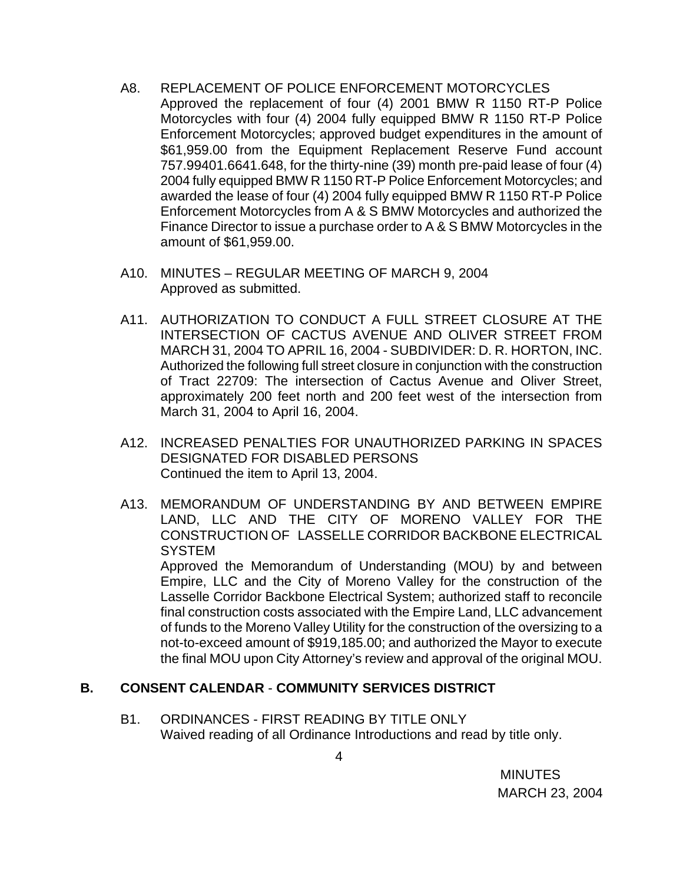A8. REPLACEMENT OF POLICE ENFORCEMENT MOTORCYCLES
Approved the replacement of four (4) 2001 BMW R 1150 RT-P Police Motorcycles with four (4) 2004 fully equipped BMW R 1150 RT-P Police Enforcement Motorcycles; approved budget expenditures in the amount of $61,959.00 from the Equipment Replacement Reserve Fund account 757.99401.6641.648, for the thirty-nine (39) month pre-paid lease of four (4) 2004 fully equipped BMW R 1150 RT-P Police Enforcement Motorcycles; and awarded the lease of four (4) 2004 fully equipped BMW R 1150 RT-P Police Enforcement Motorcycles from A & S BMW Motorcycles and authorized the Finance Director to issue a purchase order to A & S BMW Motorcycles in the amount of $61,959.00.

A10. MINUTES – REGULAR MEETING OF MARCH 9, 2004
Approved as submitted.

A11. AUTHORIZATION TO CONDUCT A FULL STREET CLOSURE AT THE INTERSECTION OF CACTUS AVENUE AND OLIVER STREET FROM MARCH 31, 2004 TO APRIL 16, 2004 - SUBDIVIDER: D. R. HORTON, INC.
Authorized the following full street closure in conjunction with the construction of Tract 22709: The intersection of Cactus Avenue and Oliver Street, approximately 200 feet north and 200 feet west of the intersection from March 31, 2004 to April 16, 2004.

A12. INCREASED PENALTIES FOR UNAUTHORIZED PARKING IN SPACES DESIGNATED FOR DISABLED PERSONS
Continued the item to April 13, 2004.

A13. MEMORANDUM OF UNDERSTANDING BY AND BETWEEN EMPIRE LAND, LLC AND THE CITY OF MORENO VALLEY FOR THE CONSTRUCTION OF LASSELLE CORRIDOR BACKBONE ELECTRICAL SYSTEM
Approved the Memorandum of Understanding (MOU) by and between Empire, LLC and the City of Moreno Valley for the construction of the Lasselle Corridor Backbone Electrical System; authorized staff to reconcile final construction costs associated with the Empire Land, LLC advancement of funds to the Moreno Valley Utility for the construction of the oversizing to a not-to-exceed amount of $919,185.00; and authorized the Mayor to execute the final MOU upon City Attorney's review and approval of the original MOU.

## B. CONSENT CALENDAR - COMMUNITY SERVICES DISTRICT

B1. ORDINANCES - FIRST READING BY TITLE ONLY
Waived reading of all Ordinance Introductions and read by title only.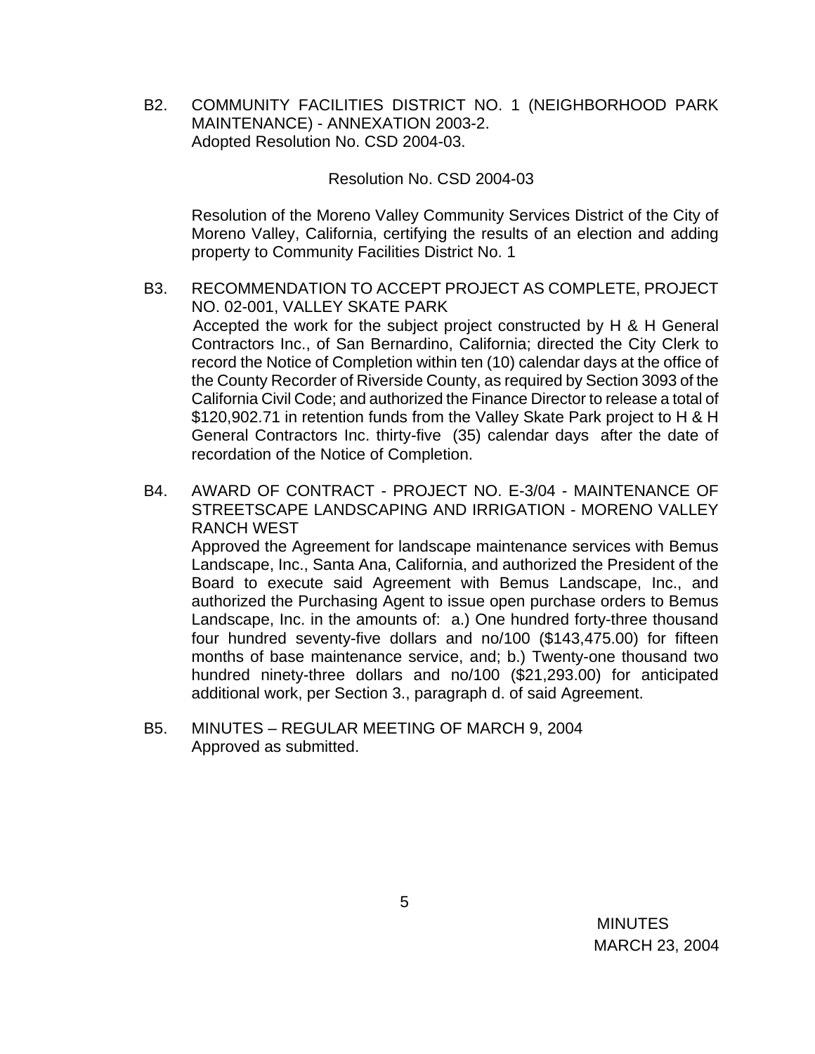B2. COMMUNITY FACILITIES DISTRICT NO. 1 (NEIGHBORHOOD PARK MAINTENANCE) - ANNEXATION 2003-2.
Adopted Resolution No. CSD 2004-03.

Resolution No. CSD 2004-03

Resolution of the Moreno Valley Community Services District of the City of Moreno Valley, California, certifying the results of an election and adding property to Community Facilities District No. 1

B3. RECOMMENDATION TO ACCEPT PROJECT AS COMPLETE, PROJECT NO. 02-001, VALLEY SKATE PARK
Accepted the work for the subject project constructed by H & H General Contractors Inc., of San Bernardino, California; directed the City Clerk to record the Notice of Completion within ten (10) calendar days at the office of the County Recorder of Riverside County, as required by Section 3093 of the California Civil Code; and authorized the Finance Director to release a total of $120,902.71 in retention funds from the Valley Skate Park project to H & H General Contractors Inc. thirty-five (35) calendar days after the date of recordation of the Notice of Completion.

B4. AWARD OF CONTRACT - PROJECT NO. E-3/04 - MAINTENANCE OF STREETSCAPE LANDSCAPING AND IRRIGATION - MORENO VALLEY RANCH WEST
Approved the Agreement for landscape maintenance services with Bemus Landscape, Inc., Santa Ana, California, and authorized the President of the Board to execute said Agreement with Bemus Landscape, Inc., and authorized the Purchasing Agent to issue open purchase orders to Bemus Landscape, Inc. in the amounts of: a.) One hundred forty-three thousand four hundred seventy-five dollars and no/100 ($143,475.00) for fifteen months of base maintenance service, and; b.) Twenty-one thousand two hundred ninety-three dollars and no/100 ($21,293.00) for anticipated additional work, per Section 3., paragraph d. of said Agreement.

B5. MINUTES – REGULAR MEETING OF MARCH 9, 2004
Approved as submitted.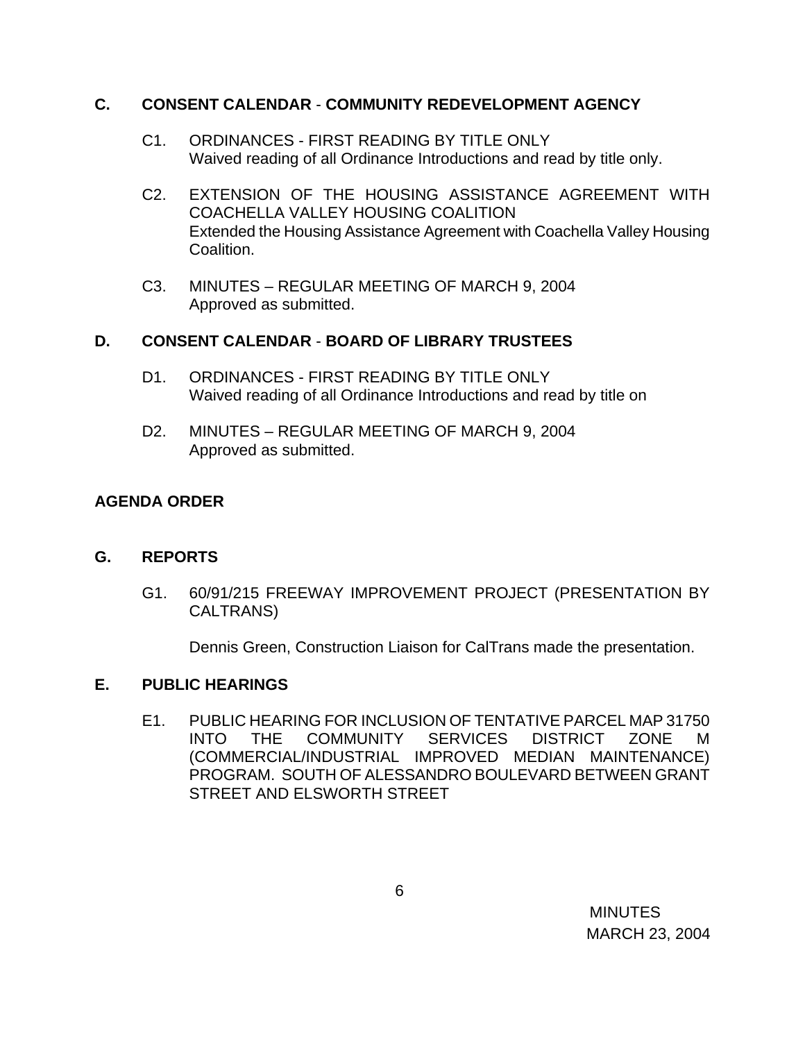## C. CONSENT CALENDAR - COMMUNITY REDEVELOPMENT AGENCY

C1. ORDINANCES - FIRST READING BY TITLE ONLY
Waived reading of all Ordinance Introductions and read by title only.

C2. EXTENSION OF THE HOUSING ASSISTANCE AGREEMENT WITH COACHELLA VALLEY HOUSING COALITION
Extended the Housing Assistance Agreement with Coachella Valley Housing Coalition.

C3. MINUTES – REGULAR MEETING OF MARCH 9, 2004
Approved as submitted.

## D. CONSENT CALENDAR - BOARD OF LIBRARY TRUSTEES

D1. ORDINANCES - FIRST READING BY TITLE ONLY
Waived reading of all Ordinance Introductions and read by title on

D2. MINUTES – REGULAR MEETING OF MARCH 9, 2004
Approved as submitted.

## AGENDA ORDER

## G. REPORTS

G1. 60/91/215 FREEWAY IMPROVEMENT PROJECT (PRESENTATION BY CALTRANS)

Dennis Green, Construction Liaison for CalTrans made the presentation.

## E. PUBLIC HEARINGS

E1. PUBLIC HEARING FOR INCLUSION OF TENTATIVE PARCEL MAP 31750 INTO THE COMMUNITY SERVICES DISTRICT ZONE M (COMMERCIAL/INDUSTRIAL IMPROVED MEDIAN MAINTENANCE) PROGRAM. SOUTH OF ALESSANDRO BOULEVARD BETWEEN GRANT STREET AND ELSWORTH STREET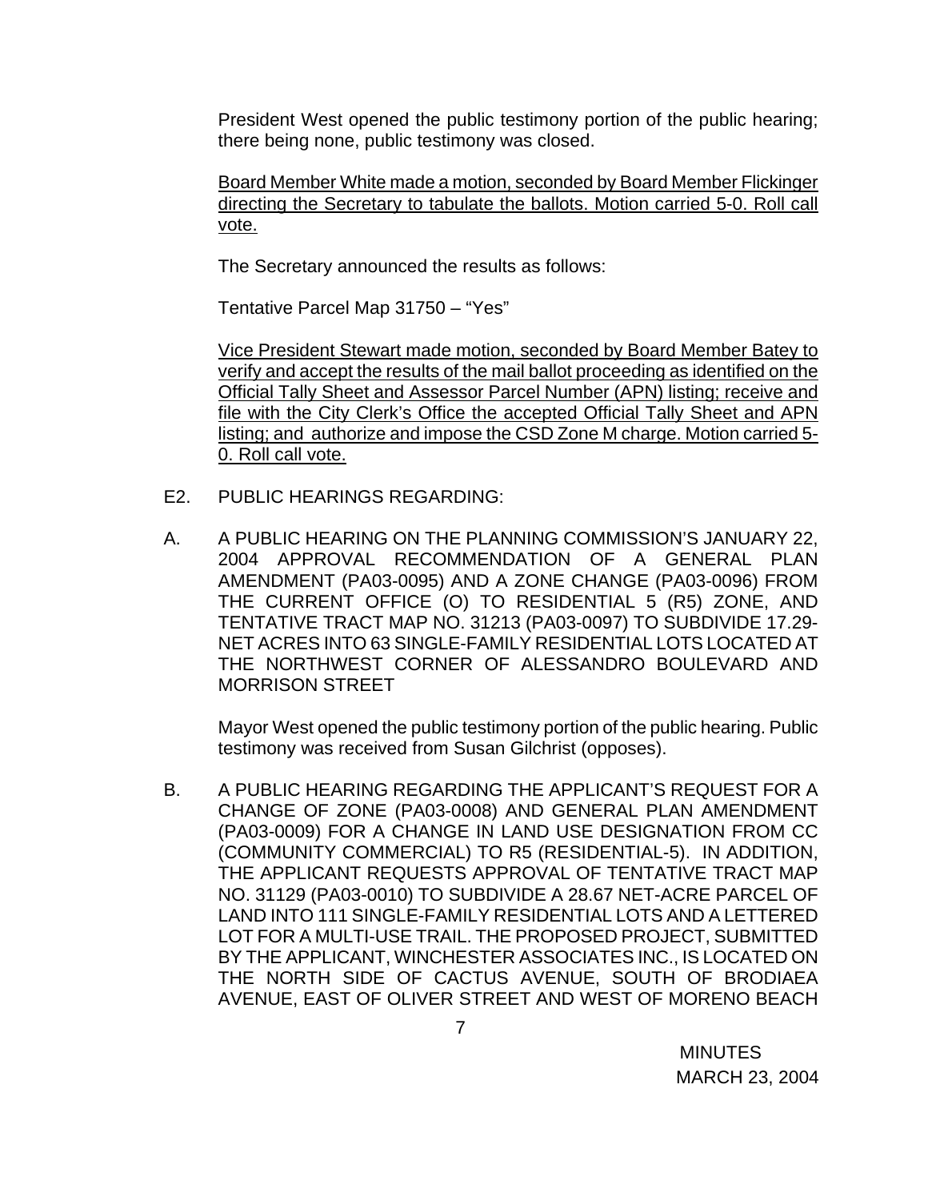President West opened the public testimony portion of the public hearing; there being none, public testimony was closed.

<u>Board Member White made a motion, seconded by Board Member Flickinger directing the Secretary to tabulate the ballots. Motion carried 5-0. Roll call vote.</u>

The Secretary announced the results as follows:

Tentative Parcel Map 31750 – "Yes"

<u>Vice President Stewart made motion, seconded by Board Member Batey to verify and accept the results of the mail ballot proceeding as identified on the Official Tally Sheet and Assessor Parcel Number (APN) listing; receive and file with the City Clerk's Office the accepted Official Tally Sheet and APN listing; and authorize and impose the CSD Zone M charge. Motion carried 5-0. Roll call vote.</u>

E2. PUBLIC HEARINGS REGARDING:

A. A PUBLIC HEARING ON THE PLANNING COMMISSION'S JANUARY 22, 2004 APPROVAL RECOMMENDATION OF A GENERAL PLAN AMENDMENT (PA03-0095) AND A ZONE CHANGE (PA03-0096) FROM THE CURRENT OFFICE (O) TO RESIDENTIAL 5 (R5) ZONE, AND TENTATIVE TRACT MAP NO. 31213 (PA03-0097) TO SUBDIVIDE 17.29-NET ACRES INTO 63 SINGLE-FAMILY RESIDENTIAL LOTS LOCATED AT THE NORTHWEST CORNER OF ALESSANDRO BOULEVARD AND MORRISON STREET

Mayor West opened the public testimony portion of the public hearing. Public testimony was received from Susan Gilchrist (opposes).

B. A PUBLIC HEARING REGARDING THE APPLICANT'S REQUEST FOR A CHANGE OF ZONE (PA03-0008) AND GENERAL PLAN AMENDMENT (PA03-0009) FOR A CHANGE IN LAND USE DESIGNATION FROM CC (COMMUNITY COMMERCIAL) TO R5 (RESIDENTIAL-5). IN ADDITION, THE APPLICANT REQUESTS APPROVAL OF TENTATIVE TRACT MAP NO. 31129 (PA03-0010) TO SUBDIVIDE A 28.67 NET-ACRE PARCEL OF LAND INTO 111 SINGLE-FAMILY RESIDENTIAL LOTS AND A LETTERED LOT FOR A MULTI-USE TRAIL. THE PROPOSED PROJECT, SUBMITTED BY THE APPLICANT, WINCHESTER ASSOCIATES INC., IS LOCATED ON THE NORTH SIDE OF CACTUS AVENUE, SOUTH OF BRODIAEA AVENUE, EAST OF OLIVER STREET AND WEST OF MORENO BEACH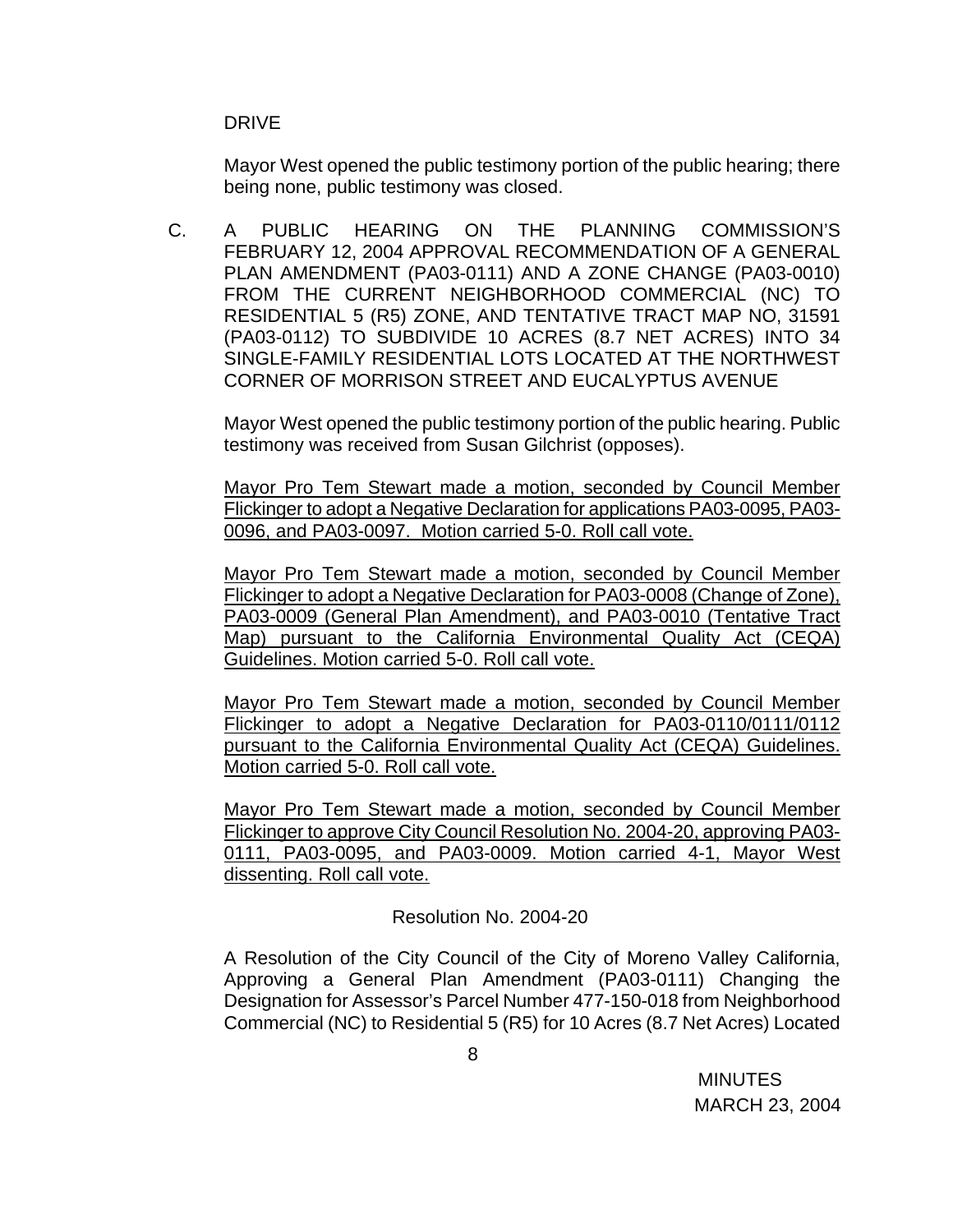DRIVE

Mayor West opened the public testimony portion of the public hearing; there being none, public testimony was closed.

C. A PUBLIC HEARING ON THE PLANNING COMMISSION'S FEBRUARY 12, 2004 APPROVAL RECOMMENDATION OF A GENERAL PLAN AMENDMENT (PA03-0111) AND A ZONE CHANGE (PA03-0010) FROM THE CURRENT NEIGHBORHOOD COMMERCIAL (NC) TO RESIDENTIAL 5 (R5) ZONE, AND TENTATIVE TRACT MAP NO, 31591 (PA03-0112) TO SUBDIVIDE 10 ACRES (8.7 NET ACRES) INTO 34 SINGLE-FAMILY RESIDENTIAL LOTS LOCATED AT THE NORTHWEST CORNER OF MORRISON STREET AND EUCALYPTUS AVENUE

Mayor West opened the public testimony portion of the public hearing. Public testimony was received from Susan Gilchrist (opposes).

<u>Mayor Pro Tem Stewart made a motion, seconded by Council Member Flickinger to adopt a Negative Declaration for applications PA03-0095, PA03-0096, and PA03-0097. Motion carried 5-0. Roll call vote.</u>

<u>Mayor Pro Tem Stewart made a motion, seconded by Council Member Flickinger to adopt a Negative Declaration for PA03-0008 (Change of Zone), PA03-0009 (General Plan Amendment), and PA03-0010 (Tentative Tract Map) pursuant to the California Environmental Quality Act (CEQA) Guidelines. Motion carried 5-0. Roll call vote.</u>

<u>Mayor Pro Tem Stewart made a motion, seconded by Council Member Flickinger to adopt a Negative Declaration for PA03-0110/0111/0112 pursuant to the California Environmental Quality Act (CEQA) Guidelines. Motion carried 5-0. Roll call vote.</u>

<u>Mayor Pro Tem Stewart made a motion, seconded by Council Member Flickinger to approve City Council Resolution No. 2004-20, approving PA03-0111, PA03-0095, and PA03-0009. Motion carried 4-1, Mayor West dissenting. Roll call vote.</u>

Resolution No. 2004-20

A Resolution of the City Council of the City of Moreno Valley California, Approving a General Plan Amendment (PA03-0111) Changing the Designation for Assessor's Parcel Number 477-150-018 from Neighborhood Commercial (NC) to Residential 5 (R5) for 10 Acres (8.7 Net Acres) Located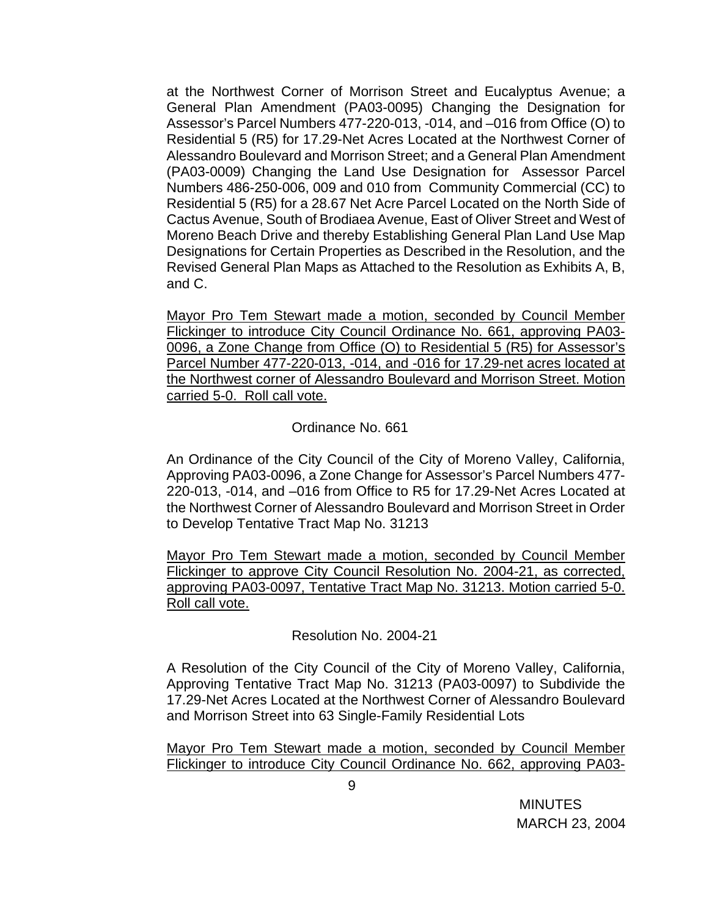at the Northwest Corner of Morrison Street and Eucalyptus Avenue; a General Plan Amendment (PA03-0095) Changing the Designation for Assessor's Parcel Numbers 477-220-013, -014, and –016 from Office (O) to Residential 5 (R5) for 17.29-Net Acres Located at the Northwest Corner of Alessandro Boulevard and Morrison Street; and a General Plan Amendment (PA03-0009) Changing the Land Use Designation for Assessor Parcel Numbers 486-250-006, 009 and 010 from Community Commercial (CC) to Residential 5 (R5) for a 28.67 Net Acre Parcel Located on the North Side of Cactus Avenue, South of Brodiaea Avenue, East of Oliver Street and West of Moreno Beach Drive and thereby Establishing General Plan Land Use Map Designations for Certain Properties as Described in the Resolution, and the Revised General Plan Maps as Attached to the Resolution as Exhibits A, B, and C.

<u>Mayor Pro Tem Stewart made a motion, seconded by Council Member Flickinger to introduce City Council Ordinance No. 661, approving PA03-0096, a Zone Change from Office (O) to Residential 5 (R5) for Assessor's Parcel Number 477-220-013, -014, and -016 for 17.29-net acres located at the Northwest corner of Alessandro Boulevard and Morrison Street. Motion carried 5-0. Roll call vote.</u>

Ordinance No. 661

An Ordinance of the City Council of the City of Moreno Valley, California, Approving PA03-0096, a Zone Change for Assessor's Parcel Numbers 477-220-013, -014, and –016 from Office to R5 for 17.29-Net Acres Located at the Northwest Corner of Alessandro Boulevard and Morrison Street in Order to Develop Tentative Tract Map No. 31213

<u>Mayor Pro Tem Stewart made a motion, seconded by Council Member Flickinger to approve City Council Resolution No. 2004-21, as corrected, approving PA03-0097, Tentative Tract Map No. 31213. Motion carried 5-0. Roll call vote.</u>

Resolution No. 2004-21

A Resolution of the City Council of the City of Moreno Valley, California, Approving Tentative Tract Map No. 31213 (PA03-0097) to Subdivide the 17.29-Net Acres Located at the Northwest Corner of Alessandro Boulevard and Morrison Street into 63 Single-Family Residential Lots

<u>Mayor Pro Tem Stewart made a motion, seconded by Council Member Flickinger to introduce City Council Ordinance No. 662, approving PA03-</u>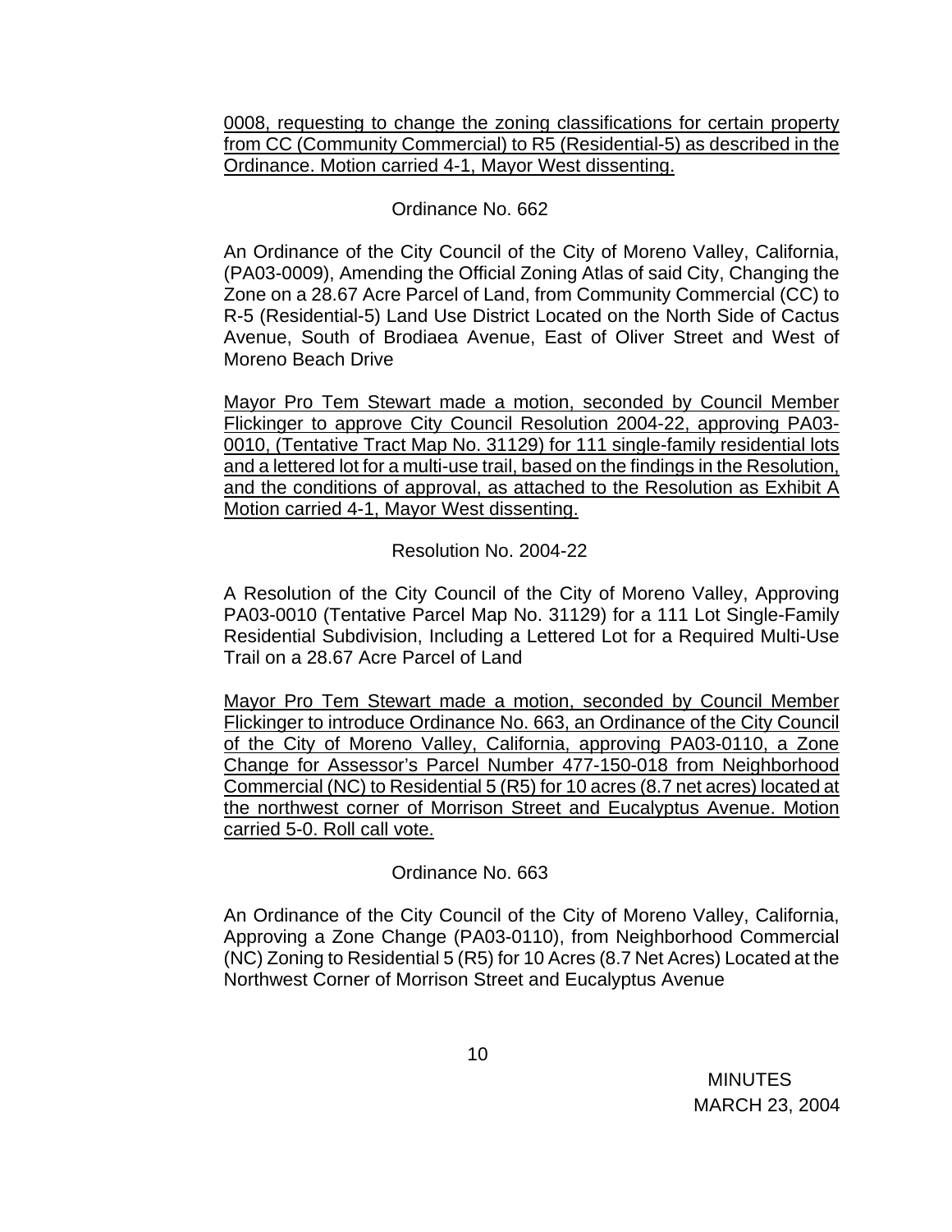0008, requesting to change the zoning classifications for certain property from CC (Community Commercial) to R5 (Residential-5) as described in the Ordinance. Motion carried 4-1, Mayor West dissenting.

Ordinance No. 662

An Ordinance of the City Council of the City of Moreno Valley, California, (PA03-0009), Amending the Official Zoning Atlas of said City, Changing the Zone on a 28.67 Acre Parcel of Land, from Community Commercial (CC) to R-5 (Residential-5) Land Use District Located on the North Side of Cactus Avenue, South of Brodiaea Avenue, East of Oliver Street and West of Moreno Beach Drive

Mayor Pro Tem Stewart made a motion, seconded by Council Member Flickinger to approve City Council Resolution 2004-22, approving PA03-0010, (Tentative Tract Map No. 31129) for 111 single-family residential lots and a lettered lot for a multi-use trail, based on the findings in the Resolution, and the conditions of approval, as attached to the Resolution as Exhibit A Motion carried 4-1, Mayor West dissenting.

Resolution No. 2004-22

A Resolution of the City Council of the City of Moreno Valley, Approving PA03-0010 (Tentative Parcel Map No. 31129) for a 111 Lot Single-Family Residential Subdivision, Including a Lettered Lot for a Required Multi-Use Trail on a 28.67 Acre Parcel of Land

Mayor Pro Tem Stewart made a motion, seconded by Council Member Flickinger to introduce Ordinance No. 663, an Ordinance of the City Council of the City of Moreno Valley, California, approving PA03-0110, a Zone Change for Assessor's Parcel Number 477-150-018 from Neighborhood Commercial (NC) to Residential 5 (R5) for 10 acres (8.7 net acres) located at the northwest corner of Morrison Street and Eucalyptus Avenue. Motion carried 5-0. Roll call vote.

Ordinance No. 663

An Ordinance of the City Council of the City of Moreno Valley, California, Approving a Zone Change (PA03-0110), from Neighborhood Commercial (NC) Zoning to Residential 5 (R5) for 10 Acres (8.7 Net Acres) Located at the Northwest Corner of Morrison Street and Eucalyptus Avenue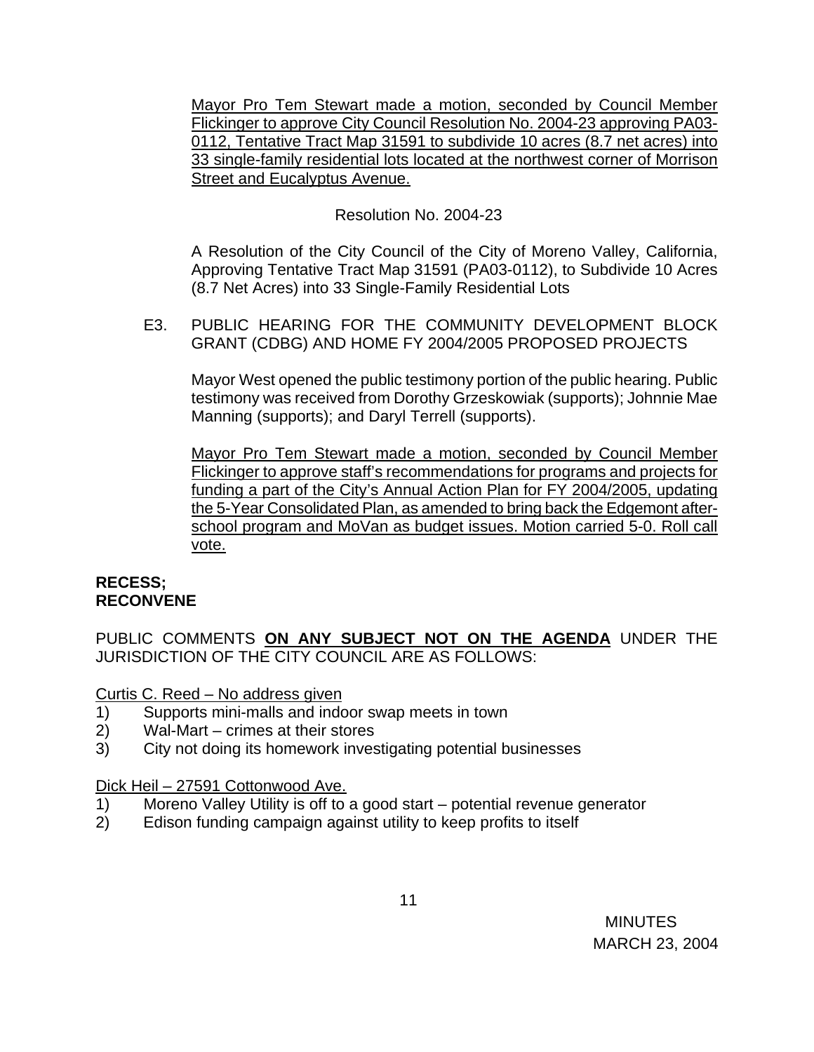Mayor Pro Tem Stewart made a motion, seconded by Council Member Flickinger to approve City Council Resolution No. 2004-23 approving PA03-0112, Tentative Tract Map 31591 to subdivide 10 acres (8.7 net acres) into 33 single-family residential lots located at the northwest corner of Morrison Street and Eucalyptus Avenue.

Resolution No. 2004-23

A Resolution of the City Council of the City of Moreno Valley, California, Approving Tentative Tract Map 31591 (PA03-0112), to Subdivide 10 Acres (8.7 Net Acres) into 33 Single-Family Residential Lots

E3. PUBLIC HEARING FOR THE COMMUNITY DEVELOPMENT BLOCK GRANT (CDBG) AND HOME FY 2004/2005 PROPOSED PROJECTS

Mayor West opened the public testimony portion of the public hearing. Public testimony was received from Dorothy Grzeskowiak (supports); Johnnie Mae Manning (supports); and Daryl Terrell (supports).

Mayor Pro Tem Stewart made a motion, seconded by Council Member Flickinger to approve staff's recommendations for programs and projects for funding a part of the City's Annual Action Plan for FY 2004/2005, updating the 5-Year Consolidated Plan, as amended to bring back the Edgemont after-school program and MoVan as budget issues. Motion carried 5-0. Roll call vote.

**RECESS;**
**RECONVENE**

PUBLIC COMMENTS **ON ANY SUBJECT NOT ON THE AGENDA** UNDER THE JURISDICTION OF THE CITY COUNCIL ARE AS FOLLOWS:

Curtis C. Reed – No address given

1) Supports mini-malls and indoor swap meets in town
2) Wal-Mart – crimes at their stores
3) City not doing its homework investigating potential businesses

Dick Heil – 27591 Cottonwood Ave.

1) Moreno Valley Utility is off to a good start – potential revenue generator
2) Edison funding campaign against utility to keep profits to itself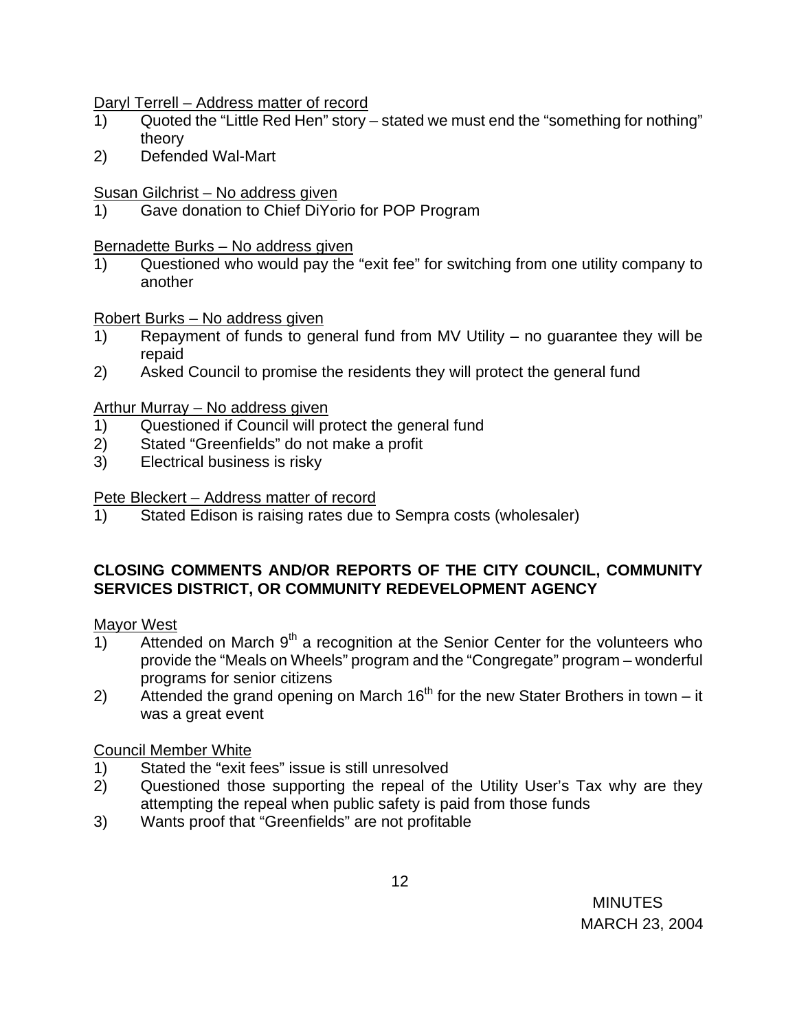Daryl Terrell – Address matter of record

1) Quoted the "Little Red Hen" story – stated we must end the "something for nothing" theory
2) Defended Wal-Mart

Susan Gilchrist – No address given

1) Gave donation to Chief DiYorio for POP Program

Bernadette Burks – No address given

1) Questioned who would pay the "exit fee" for switching from one utility company to another

Robert Burks – No address given

1) Repayment of funds to general fund from MV Utility – no guarantee they will be repaid
2) Asked Council to promise the residents they will protect the general fund

Arthur Murray – No address given

1) Questioned if Council will protect the general fund
2) Stated "Greenfields" do not make a profit
3) Electrical business is risky

Pete Bleckert – Address matter of record

1) Stated Edison is raising rates due to Sempra costs (wholesaler)

**CLOSING COMMENTS AND/OR REPORTS OF THE CITY COUNCIL, COMMUNITY SERVICES DISTRICT, OR COMMUNITY REDEVELOPMENT AGENCY**

Mayor West

1) Attended on March 9th a recognition at the Senior Center for the volunteers who provide the "Meals on Wheels" program and the "Congregate" program – wonderful programs for senior citizens
2) Attended the grand opening on March 16th for the new Stater Brothers in town – it was a great event

Council Member White

1) Stated the "exit fees" issue is still unresolved
2) Questioned those supporting the repeal of the Utility User's Tax why are they attempting the repeal when public safety is paid from those funds
3) Wants proof that "Greenfields" are not profitable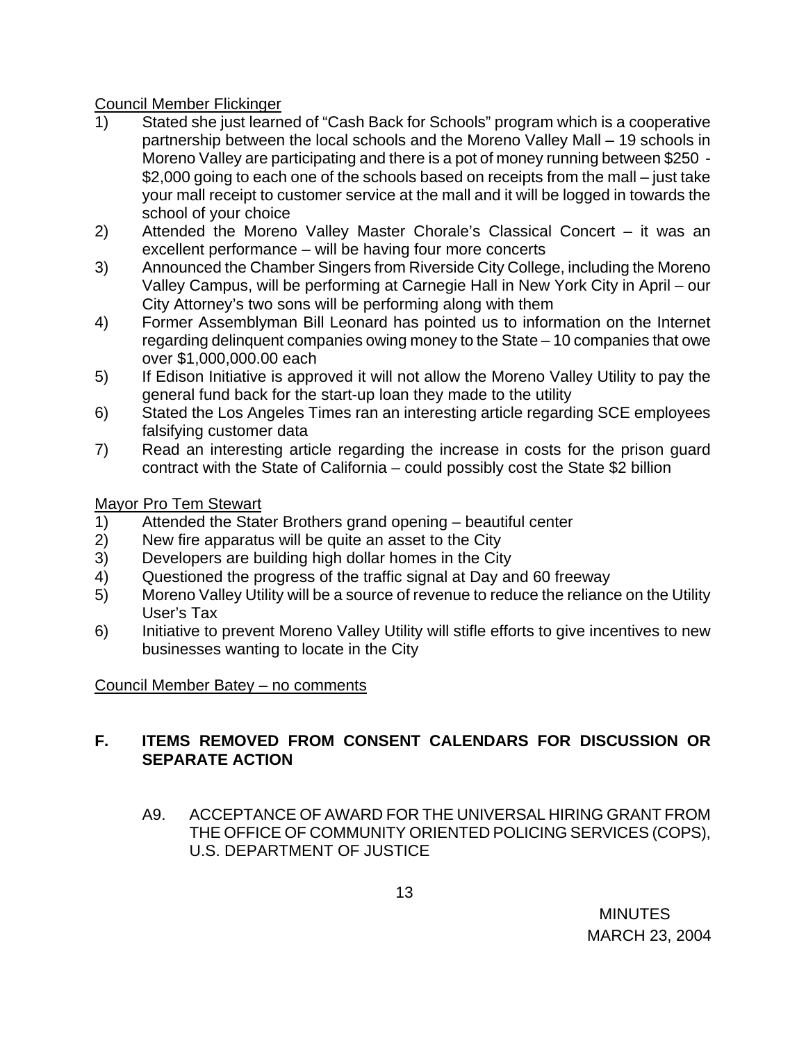Council Member Flickinger

1) Stated she just learned of "Cash Back for Schools" program which is a cooperative partnership between the local schools and the Moreno Valley Mall – 19 schools in Moreno Valley are participating and there is a pot of money running between $250 - $2,000 going to each one of the schools based on receipts from the mall – just take your mall receipt to customer service at the mall and it will be logged in towards the school of your choice
2) Attended the Moreno Valley Master Chorale's Classical Concert – it was an excellent performance – will be having four more concerts
3) Announced the Chamber Singers from Riverside City College, including the Moreno Valley Campus, will be performing at Carnegie Hall in New York City in April – our City Attorney's two sons will be performing along with them
4) Former Assemblyman Bill Leonard has pointed us to information on the Internet regarding delinquent companies owing money to the State – 10 companies that owe over $1,000,000.00 each
5) If Edison Initiative is approved it will not allow the Moreno Valley Utility to pay the general fund back for the start-up loan they made to the utility
6) Stated the Los Angeles Times ran an interesting article regarding SCE employees falsifying customer data
7) Read an interesting article regarding the increase in costs for the prison guard contract with the State of California – could possibly cost the State $2 billion

Mayor Pro Tem Stewart

1) Attended the Stater Brothers grand opening – beautiful center
2) New fire apparatus will be quite an asset to the City
3) Developers are building high dollar homes in the City
4) Questioned the progress of the traffic signal at Day and 60 freeway
5) Moreno Valley Utility will be a source of revenue to reduce the reliance on the Utility User's Tax
6) Initiative to prevent Moreno Valley Utility will stifle efforts to give incentives to new businesses wanting to locate in the City

Council Member Batey – no comments

## F. ITEMS REMOVED FROM CONSENT CALENDARS FOR DISCUSSION OR SEPARATE ACTION

A9. ACCEPTANCE OF AWARD FOR THE UNIVERSAL HIRING GRANT FROM THE OFFICE OF COMMUNITY ORIENTED POLICING SERVICES (COPS), U.S. DEPARTMENT OF JUSTICE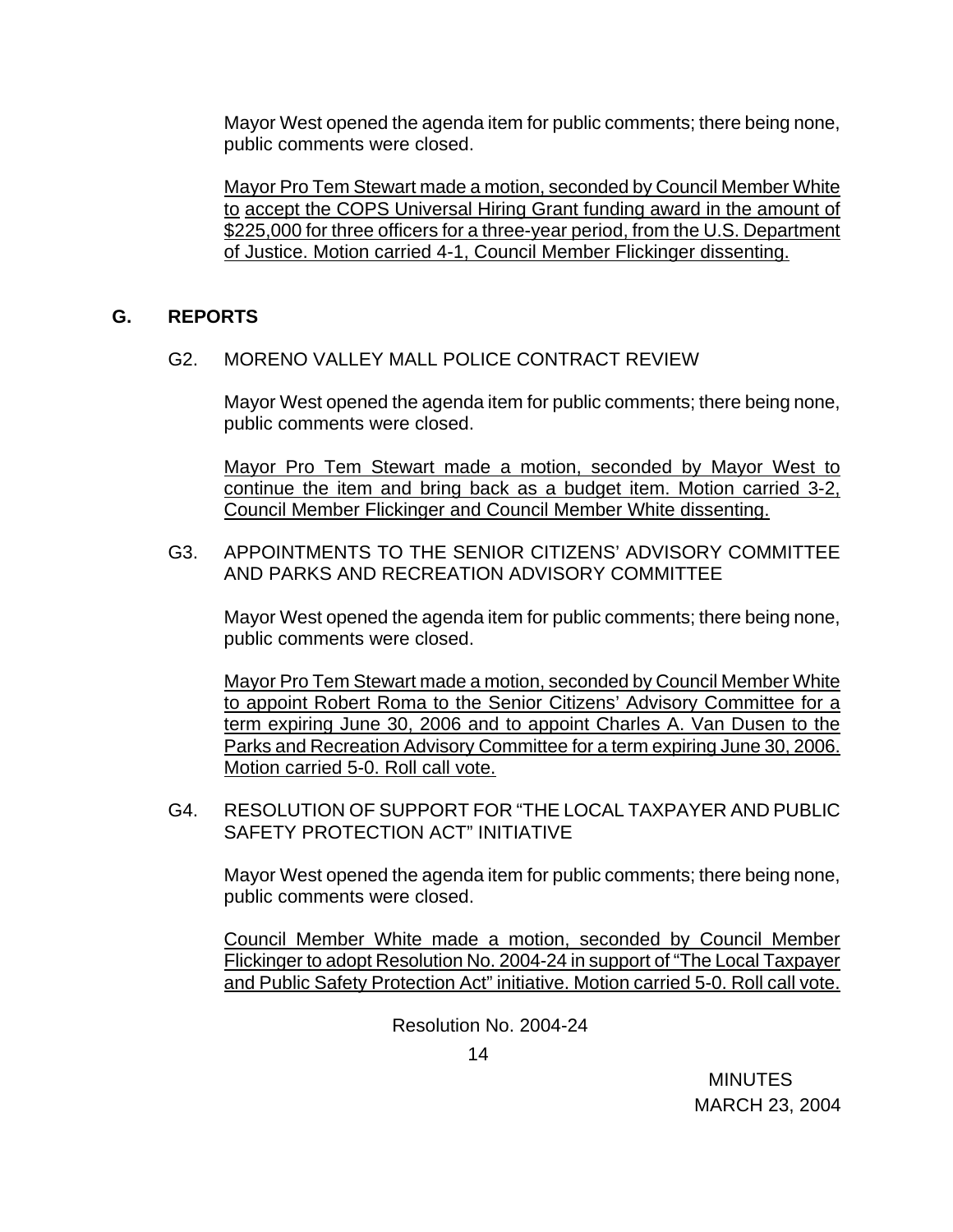Mayor West opened the agenda item for public comments; there being none, public comments were closed.

Mayor Pro Tem Stewart made a motion, seconded by Council Member White to accept the COPS Universal Hiring Grant funding award in the amount of $225,000 for three officers for a three-year period, from the U.S. Department of Justice. Motion carried 4-1, Council Member Flickinger dissenting.

## G. REPORTS

### G2. MORENO VALLEY MALL POLICE CONTRACT REVIEW

Mayor West opened the agenda item for public comments; there being none, public comments were closed.

Mayor Pro Tem Stewart made a motion, seconded by Mayor West to continue the item and bring back as a budget item. Motion carried 3-2, Council Member Flickinger and Council Member White dissenting.

### G3. APPOINTMENTS TO THE SENIOR CITIZENS' ADVISORY COMMITTEE AND PARKS AND RECREATION ADVISORY COMMITTEE

Mayor West opened the agenda item for public comments; there being none, public comments were closed.

Mayor Pro Tem Stewart made a motion, seconded by Council Member White to appoint Robert Roma to the Senior Citizens' Advisory Committee for a term expiring June 30, 2006 and to appoint Charles A. Van Dusen to the Parks and Recreation Advisory Committee for a term expiring June 30, 2006. Motion carried 5-0. Roll call vote.

### G4. RESOLUTION OF SUPPORT FOR "THE LOCAL TAXPAYER AND PUBLIC SAFETY PROTECTION ACT" INITIATIVE

Mayor West opened the agenda item for public comments; there being none, public comments were closed.

Council Member White made a motion, seconded by Council Member Flickinger to adopt Resolution No. 2004-24 in support of "The Local Taxpayer and Public Safety Protection Act" initiative. Motion carried 5-0. Roll call vote.

Resolution No. 2004-24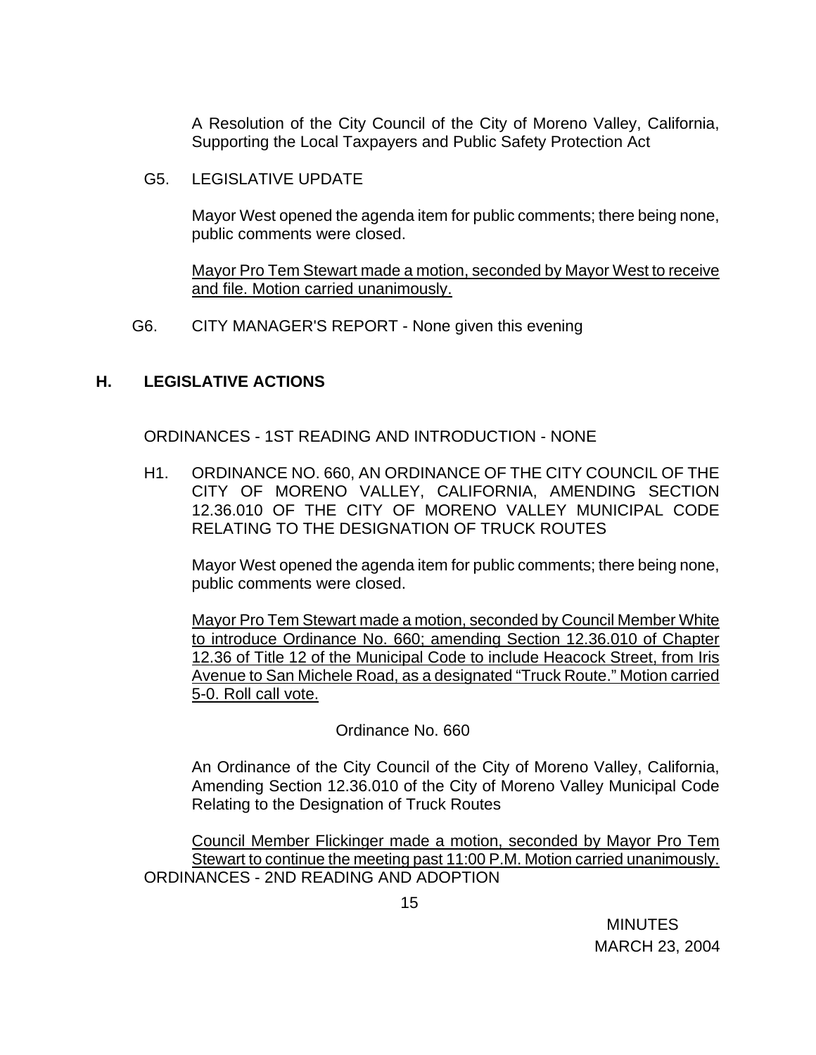A Resolution of the City Council of the City of Moreno Valley, California, Supporting the Local Taxpayers and Public Safety Protection Act

G5. LEGISLATIVE UPDATE

Mayor West opened the agenda item for public comments; there being none, public comments were closed.

Mayor Pro Tem Stewart made a motion, seconded by Mayor West to receive and file. Motion carried unanimously.

G6. CITY MANAGER'S REPORT - None given this evening

## H. LEGISLATIVE ACTIONS

ORDINANCES - 1ST READING AND INTRODUCTION - NONE

H1. ORDINANCE NO. 660, AN ORDINANCE OF THE CITY COUNCIL OF THE CITY OF MORENO VALLEY, CALIFORNIA, AMENDING SECTION 12.36.010 OF THE CITY OF MORENO VALLEY MUNICIPAL CODE RELATING TO THE DESIGNATION OF TRUCK ROUTES

Mayor West opened the agenda item for public comments; there being none, public comments were closed.

Mayor Pro Tem Stewart made a motion, seconded by Council Member White to introduce Ordinance No. 660; amending Section 12.36.010 of Chapter 12.36 of Title 12 of the Municipal Code to include Heacock Street, from Iris Avenue to San Michele Road, as a designated "Truck Route." Motion carried 5-0. Roll call vote.

Ordinance No. 660

An Ordinance of the City Council of the City of Moreno Valley, California, Amending Section 12.36.010 of the City of Moreno Valley Municipal Code Relating to the Designation of Truck Routes

Council Member Flickinger made a motion, seconded by Mayor Pro Tem Stewart to continue the meeting past 11:00 P.M. Motion carried unanimously.

ORDINANCES - 2ND READING AND ADOPTION

MINUTES
MARCH 23, 2004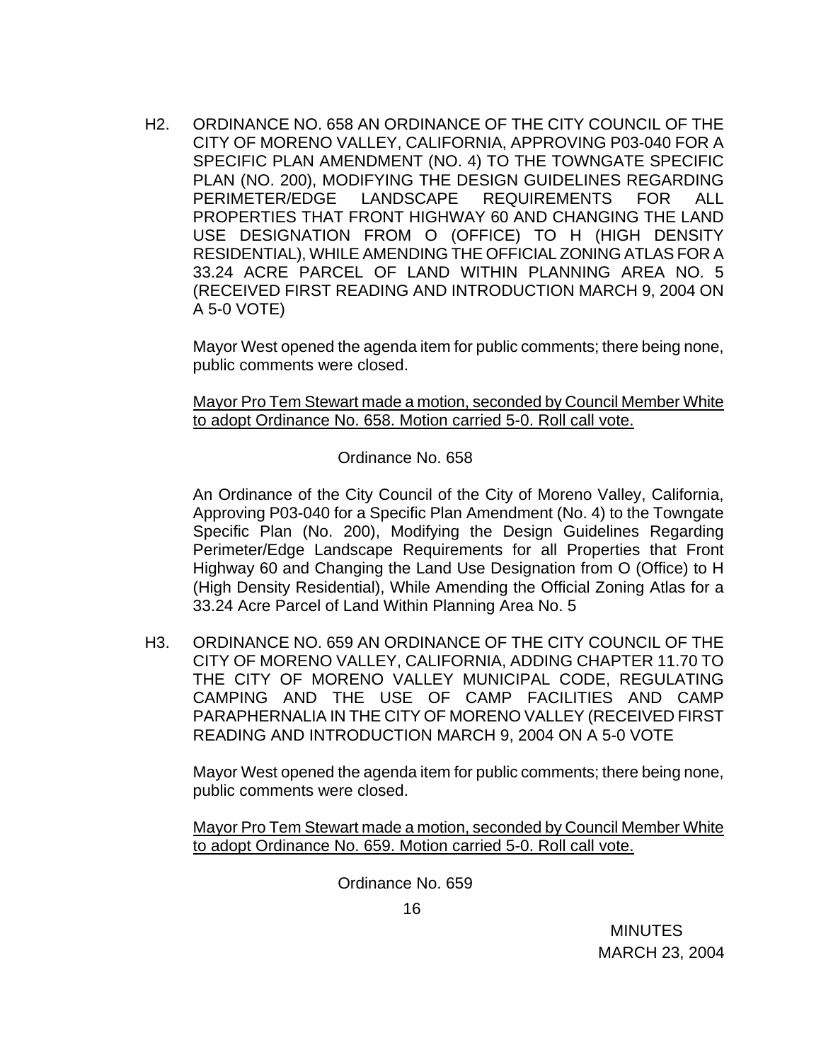H2. ORDINANCE NO. 658 AN ORDINANCE OF THE CITY COUNCIL OF THE CITY OF MORENO VALLEY, CALIFORNIA, APPROVING P03-040 FOR A SPECIFIC PLAN AMENDMENT (NO. 4) TO THE TOWNGATE SPECIFIC PLAN (NO. 200), MODIFYING THE DESIGN GUIDELINES REGARDING PERIMETER/EDGE LANDSCAPE REQUIREMENTS FOR ALL PROPERTIES THAT FRONT HIGHWAY 60 AND CHANGING THE LAND USE DESIGNATION FROM O (OFFICE) TO H (HIGH DENSITY RESIDENTIAL), WHILE AMENDING THE OFFICIAL ZONING ATLAS FOR A 33.24 ACRE PARCEL OF LAND WITHIN PLANNING AREA NO. 5 (RECEIVED FIRST READING AND INTRODUCTION MARCH 9, 2004 ON A 5-0 VOTE)

Mayor West opened the agenda item for public comments; there being none, public comments were closed.

<u>Mayor Pro Tem Stewart made a motion, seconded by Council Member White to adopt Ordinance No. 658. Motion carried 5-0. Roll call vote.</u>

Ordinance No. 658

An Ordinance of the City Council of the City of Moreno Valley, California, Approving P03-040 for a Specific Plan Amendment (No. 4) to the Towngate Specific Plan (No. 200), Modifying the Design Guidelines Regarding Perimeter/Edge Landscape Requirements for all Properties that Front Highway 60 and Changing the Land Use Designation from O (Office) to H (High Density Residential), While Amending the Official Zoning Atlas for a 33.24 Acre Parcel of Land Within Planning Area No. 5

H3. ORDINANCE NO. 659 AN ORDINANCE OF THE CITY COUNCIL OF THE CITY OF MORENO VALLEY, CALIFORNIA, ADDING CHAPTER 11.70 TO THE CITY OF MORENO VALLEY MUNICIPAL CODE, REGULATING CAMPING AND THE USE OF CAMP FACILITIES AND CAMP PARAPHERNALIA IN THE CITY OF MORENO VALLEY (RECEIVED FIRST READING AND INTRODUCTION MARCH 9, 2004 ON A 5-0 VOTE

Mayor West opened the agenda item for public comments; there being none, public comments were closed.

<u>Mayor Pro Tem Stewart made a motion, seconded by Council Member White to adopt Ordinance No. 659. Motion carried 5-0. Roll call vote.</u>

Ordinance No. 659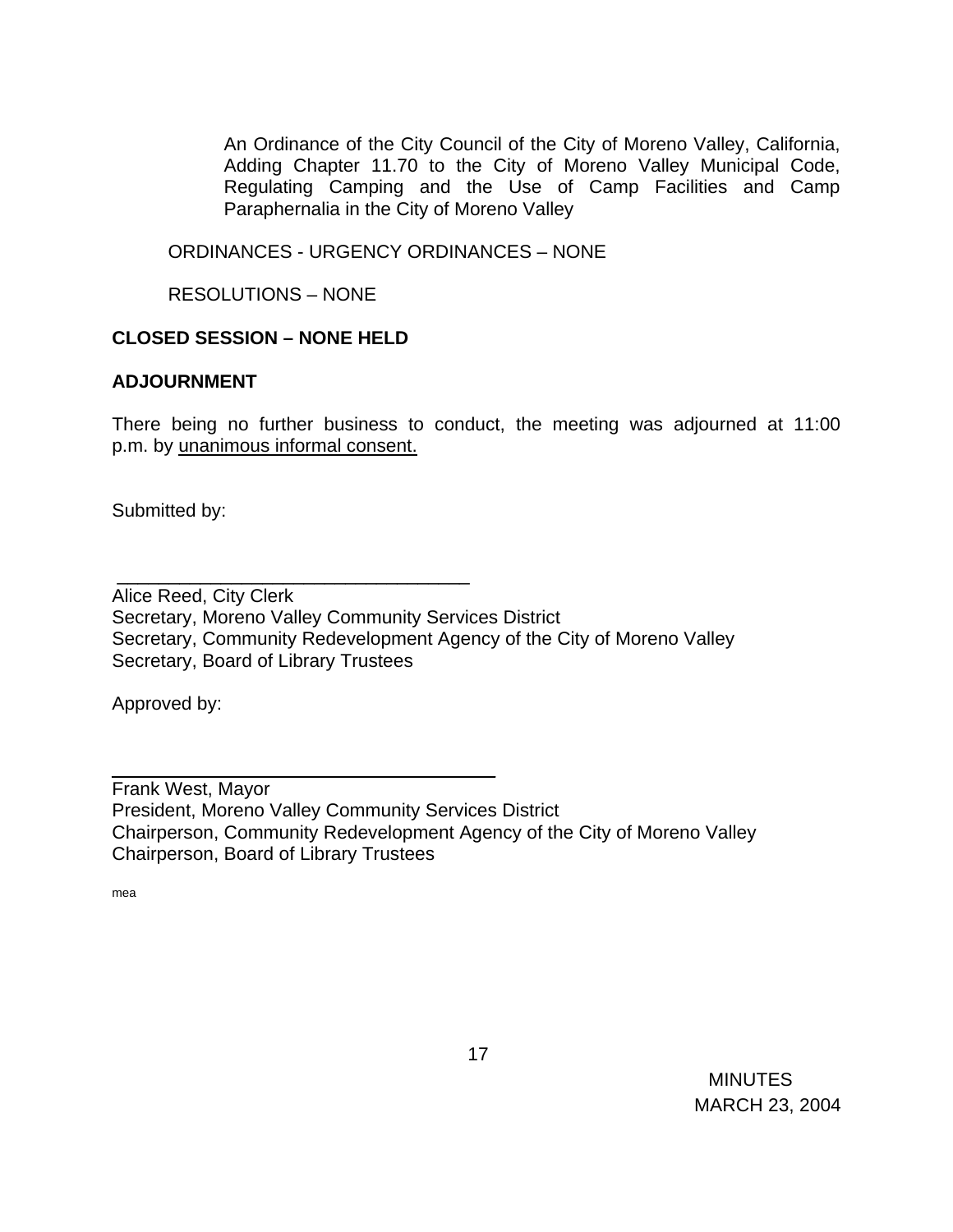An Ordinance of the City Council of the City of Moreno Valley, California, Adding Chapter 11.70 to the City of Moreno Valley Municipal Code, Regulating Camping and the Use of Camp Facilities and Camp Paraphernalia in the City of Moreno Valley

ORDINANCES - URGENCY ORDINANCES – NONE

RESOLUTIONS – NONE

**CLOSED SESSION – NONE HELD**

**ADJOURNMENT**

There being no further business to conduct, the meeting was adjourned at 11:00 p.m. by unanimous informal consent.

Submitted by:

\_\_\_\_\_\_\_\_\_\_\_\_\_\_\_\_\_\_\_\_\_\_\_\_\_\_\_\_\_\_\_\_\_\_\_

Alice Reed, City Clerk
Secretary, Moreno Valley Community Services District
Secretary, Community Redevelopment Agency of the City of Moreno Valley
Secretary, Board of Library Trustees

Approved by:

\_\_\_\_\_\_\_\_\_\_\_\_\_\_\_\_\_\_\_\_\_\_\_\_\_\_\_\_\_\_\_\_\_\_\_

Frank West, Mayor
President, Moreno Valley Community Services District
Chairperson, Community Redevelopment Agency of the City of Moreno Valley
Chairperson, Board of Library Trustees

mea